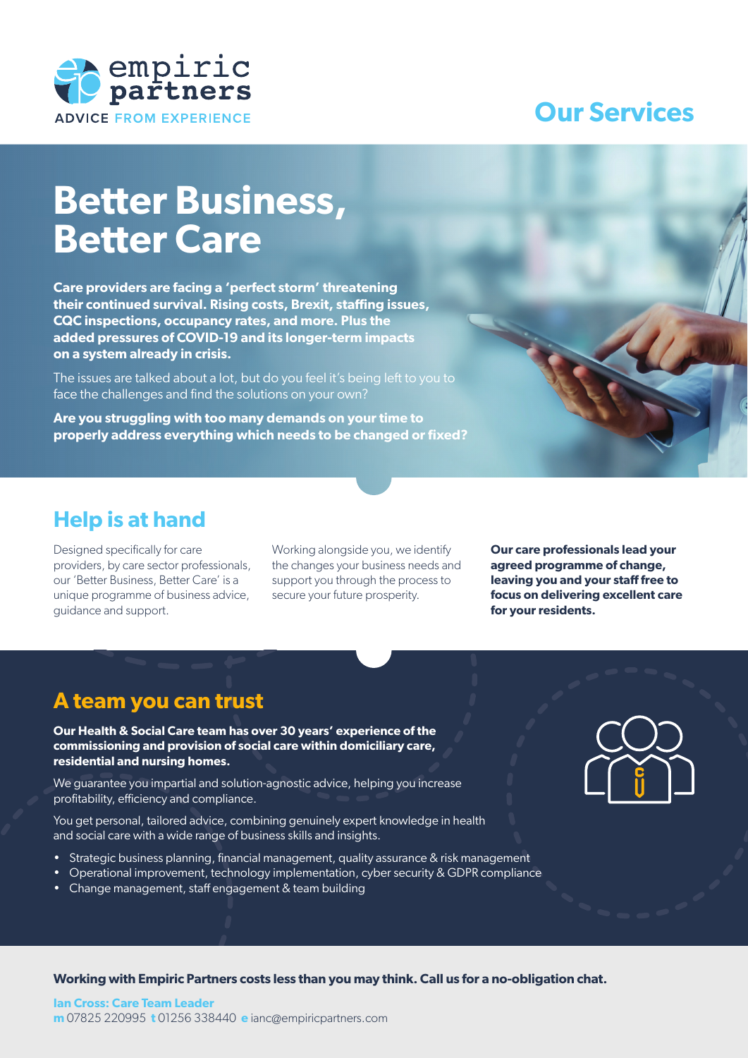empiric partners

ADVICE FROM EXPERIENCE

## Our Services

# Better Business, Better Care

**Care providers are facing a 'perfect storm' threatening their continued survival. Rising costs, Brexit, staffing issues, CQC inspections, occupancy rates, and more. Plus the added pressures of COVID-19 and its longer-term impacts on a system already in crisis.**

The issues are talked about a lot, but do you feel it's being left to you to face the challenges and find the solutions on your own?

**Are you struggling with too many demands on your time to properly address everything which needs to be changed or fixed?**

## Help is at hand

Designed specifically for care providers, by care sector professionals, our 'Better Business, Better Care' is a unique programme of business advice, guidance and support.

Working alongside you, we identify the changes your business needs and support you through the process to secure your future prosperity.

**Our care professionals lead your agreed programme of change, leaving you and your staff free to focus on delivering excellent care for your residents.**

## A team you can trust

**Our Health & Social Care team has over 30 years' experience of the commissioning and provision of social care within domiciliary care, residential and nursing homes.**

We guarantee you impartial and solution-agnostic advice, helping you increase profitability, efficiency and compliance.

You get personal, tailored advice, combining genuinely expert knowledge in health and social care with a wide range of business skills and insights.

- Strategic business planning, financial management, quality assurance & risk management
- Operational improvement, technology implementation, cyber security & GDPR compliance
- Change management, staff engagement & team building

**Working with Empiric Partners costs less than you may think. Call us for a no-obligation chat.**

**Ian Cross: Care Team Leader**
**m** 07825 220995 **t** 01256 338440 **e** ianc@empiricpartners.com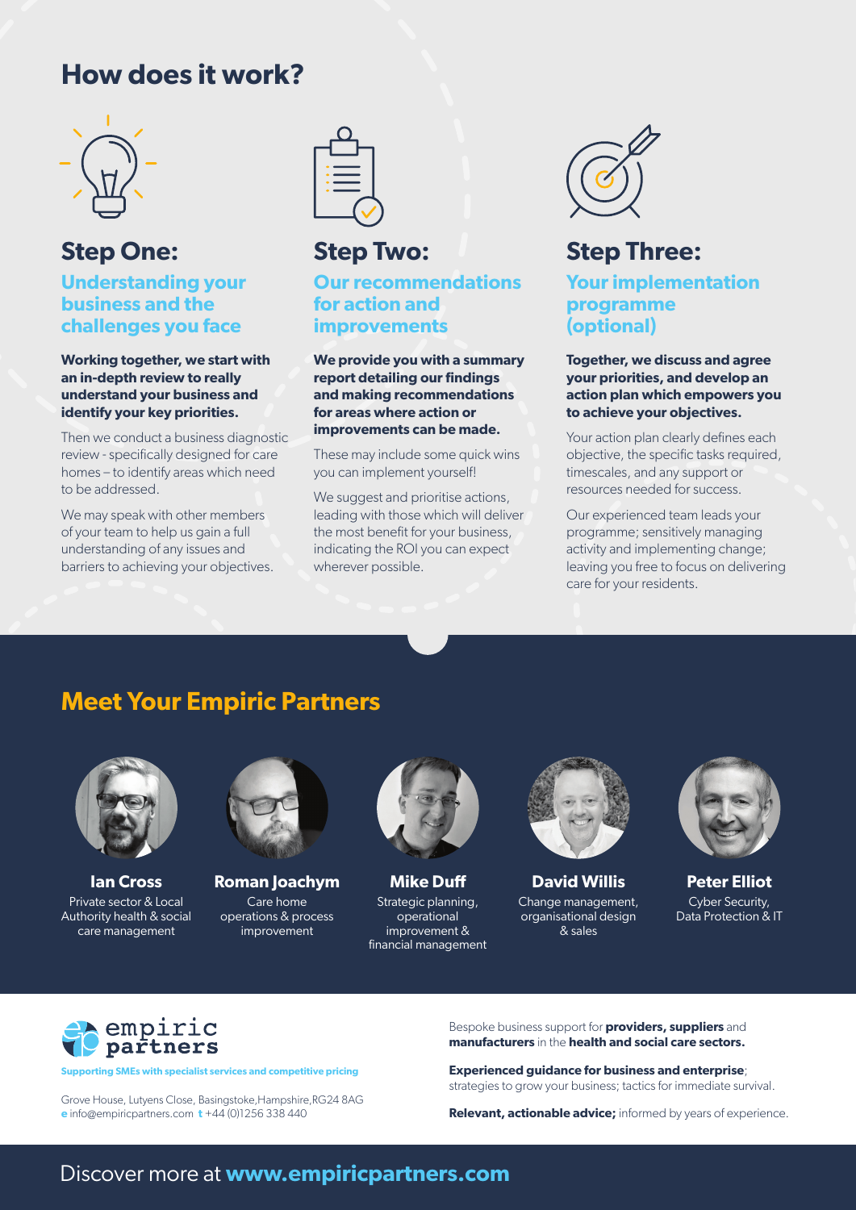# How does it work?

## Step One:

### Understanding your business and the challenges you face

**Working together, we start with an in-depth review to really understand your business and identify your key priorities.**

Then we conduct a business diagnostic review - specifically designed for care homes – to identify areas which need to be addressed.

We may speak with other members of your team to help us gain a full understanding of any issues and barriers to achieving your objectives.

## Step Two:

### Our recommendations for action and improvements

**We provide you with a summary report detailing our findings and making recommendations for areas where action or improvements can be made.**

These may include some quick wins you can implement yourself!

We suggest and prioritise actions, leading with those which will deliver the most benefit for your business, indicating the ROI you can expect wherever possible.

## Step Three:

### Your implementation programme (optional)

**Together, we discuss and agree your priorities, and develop an action plan which empowers you to achieve your objectives.**

Your action plan clearly defines each objective, the specific tasks required, timescales, and any support or resources needed for success.

Our experienced team leads your programme; sensitively managing activity and implementing change; leaving you free to focus on delivering care for your residents.

# Meet Your Empiric Partners

**Ian Cross**
Private sector & Local Authority health & social care management

**Roman Joachym**
Care home operations & process improvement

**Mike Duff**
Strategic planning, operational improvement & financial management

**David Willis**
Change management, organisational design & sales

**Peter Elliot**
Cyber Security, Data Protection & IT

empiric partners

**Supporting SMEs with specialist services and competitive pricing**

Grove House, Lutyens Close, Basingstoke,Hampshire,RG24 8AG
e info@empiricpartners.com t +44 (0)1256 338 440

Bespoke business support for **providers, suppliers** and **manufacturers** in the **health and social care sectors.**

**Experienced guidance for business and enterprise**; strategies to grow your business; tactics for immediate survival.

**Relevant, actionable advice;** informed by years of experience.

Discover more at **www.empiricpartners.com**